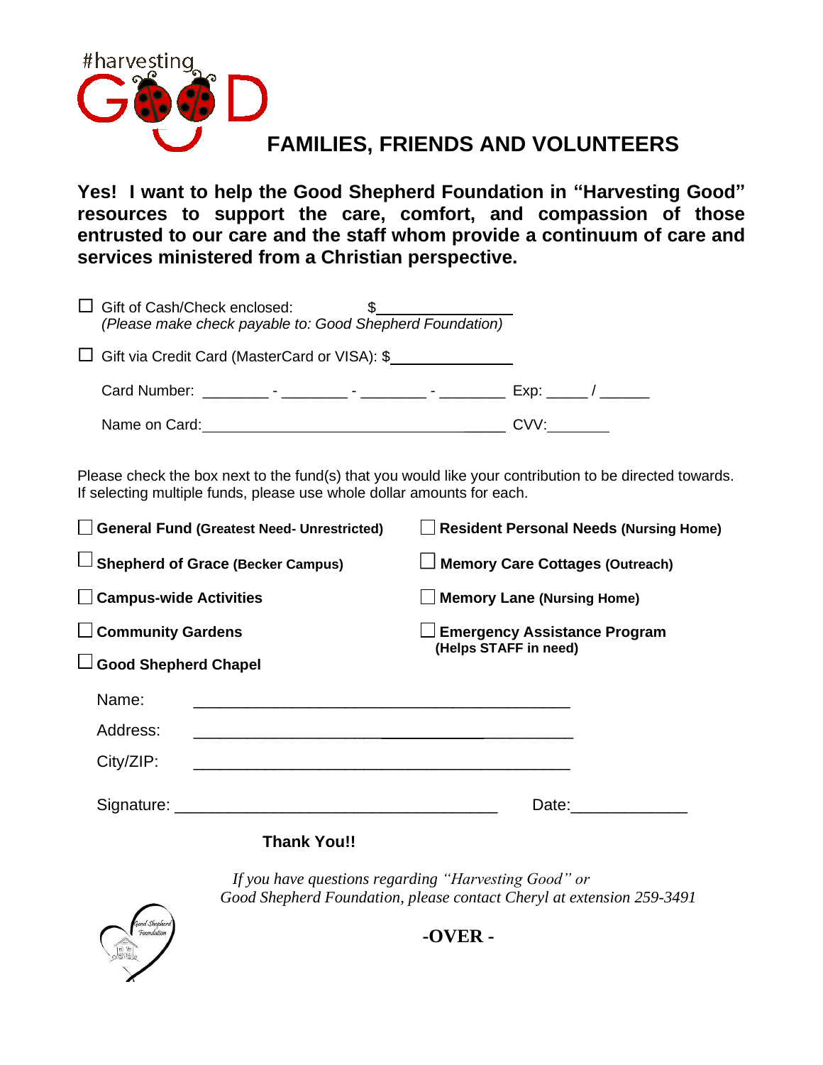#harvesting GOOD

# FAMILIES, FRIENDS AND VOLUNTEERS

**Yes! I want to help the Good Shepherd Foundation in "Harvesting Good" resources to support the care, comfort, and compassion of those entrusted to our care and the staff whom provide a continuum of care and services ministered from a Christian perspective.**

☐ Gift of Cash/Check enclosed: $\_\_\_\_\_\_\_\_\_\_\_\_\_\_\_\_
*(Please make check payable to: Good Shepherd Foundation)*

☐ Gift via Credit Card (MasterCard or VISA): $\_\_\_\_\_\_\_\_\_\_\_\_\_\_\_\_

Card Number: \_\_\_\_\_\_\_\_ - \_\_\_\_\_\_\_\_ - \_\_\_\_\_\_\_\_ - \_\_\_\_\_\_\_\_ Exp: \_\_\_\_\_ / \_\_\_\_\_\_

Name on Card: \_\_\_\_\_\_\_\_\_\_\_\_\_\_\_\_\_\_\_\_\_\_\_\_\_\_\_\_\_\_\_\_\_\_\_\_ CVV: \_\_\_\_\_\_\_\_

Please check the box next to the fund(s) that you would like your contribution to be directed towards. If selecting multiple funds, please use whole dollar amounts for each.

☐ **General Fund (Greatest Need- Unrestricted)**

☐ **Shepherd of Grace (Becker Campus)**

☐ **Campus-wide Activities**

☐ **Community Gardens**

☐ **Good Shepherd Chapel**

☐ **Resident Personal Needs (Nursing Home)**

☐ **Memory Care Cottages (Outreach)**

☐ **Memory Lane (Nursing Home)**

☐ **Emergency Assistance Program (Helps STAFF in need)**

Name: \_\_\_\_\_\_\_\_\_\_\_\_\_\_\_\_\_\_\_\_\_\_\_\_\_\_\_\_\_\_\_\_\_\_\_\_\_\_\_\_\_\_

Address: \_\_\_\_\_\_\_\_\_\_\_\_\_\_\_\_\_\_\_\_\_\_\_\_\_\_\_\_\_\_\_\_\_\_\_\_\_\_\_\_\_\_

City/ZIP: \_\_\_\_\_\_\_\_\_\_\_\_\_\_\_\_\_\_\_\_\_\_\_\_\_\_\_\_\_\_\_\_\_\_\_\_\_\_\_\_\_\_

Signature: \_\_\_\_\_\_\_\_\_\_\_\_\_\_\_\_\_\_\_\_\_\_\_\_\_\_\_\_\_\_\_\_\_\_\_\_ Date: \_\_\_\_\_\_\_\_\_\_\_\_\_

**Thank You!!**

*If you have questions regarding "Harvesting Good" or Good Shepherd Foundation, please contact Cheryl at extension 259-3491*

Good Shepherd Foundation

**-OVER -**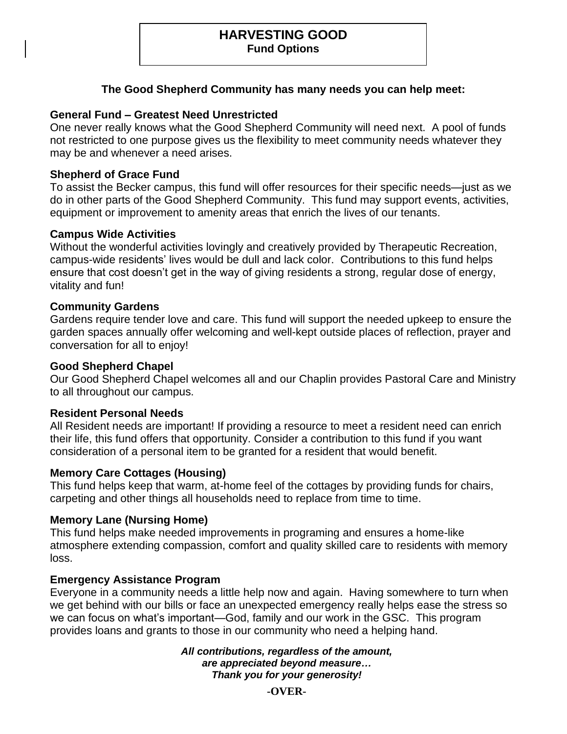# HARVESTING GOOD

## Fund Options

**The Good Shepherd Community has many needs you can help meet:**

**General Fund – Greatest Need Unrestricted**
One never really knows what the Good Shepherd Community will need next. A pool of funds not restricted to one purpose gives us the flexibility to meet community needs whatever they may be and whenever a need arises.

**Shepherd of Grace Fund**
To assist the Becker campus, this fund will offer resources for their specific needs—just as we do in other parts of the Good Shepherd Community. This fund may support events, activities, equipment or improvement to amenity areas that enrich the lives of our tenants.

**Campus Wide Activities**
Without the wonderful activities lovingly and creatively provided by Therapeutic Recreation, campus-wide residents' lives would be dull and lack color. Contributions to this fund helps ensure that cost doesn't get in the way of giving residents a strong, regular dose of energy, vitality and fun!

**Community Gardens**
Gardens require tender love and care. This fund will support the needed upkeep to ensure the garden spaces annually offer welcoming and well-kept outside places of reflection, prayer and conversation for all to enjoy!

**Good Shepherd Chapel**
Our Good Shepherd Chapel welcomes all and our Chaplin provides Pastoral Care and Ministry to all throughout our campus.

**Resident Personal Needs**
All Resident needs are important! If providing a resource to meet a resident need can enrich their life, this fund offers that opportunity. Consider a contribution to this fund if you want consideration of a personal item to be granted for a resident that would benefit.

**Memory Care Cottages (Housing)**
This fund helps keep that warm, at-home feel of the cottages by providing funds for chairs, carpeting and other things all households need to replace from time to time.

**Memory Lane (Nursing Home)**
This fund helps make needed improvements in programing and ensures a home-like atmosphere extending compassion, comfort and quality skilled care to residents with memory loss.

**Emergency Assistance Program**
Everyone in a community needs a little help now and again. Having somewhere to turn when we get behind with our bills or face an unexpected emergency really helps ease the stress so we can focus on what's important—God, family and our work in the GSC. This program provides loans and grants to those in our community who need a helping hand.

***All contributions, regardless of the amount, are appreciated beyond measure… Thank you for your generosity!***

**-OVER-**